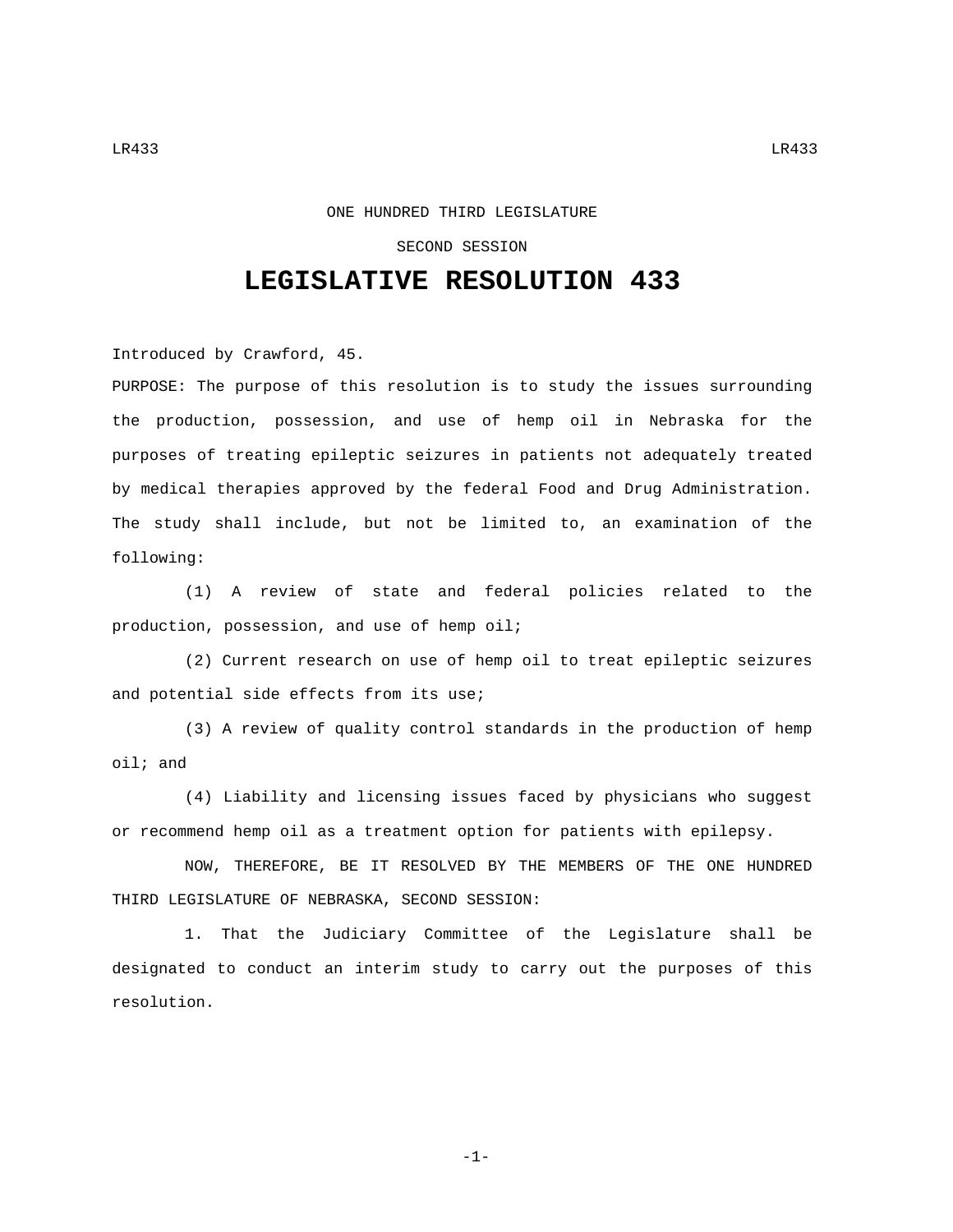ONE HUNDRED THIRD LEGISLATURE

SECOND SESSION

# LEGISLATIVE RESOLUTION 433

Introduced by Crawford, 45.

PURPOSE: The purpose of this resolution is to study the issues surrounding the production, possession, and use of hemp oil in Nebraska for the purposes of treating epileptic seizures in patients not adequately treated by medical therapies approved by the federal Food and Drug Administration. The study shall include, but not be limited to, an examination of the following:

(1) A review of state and federal policies related to the production, possession, and use of hemp oil;

(2) Current research on use of hemp oil to treat epileptic seizures and potential side effects from its use;

(3) A review of quality control standards in the production of hemp oil; and

(4) Liability and licensing issues faced by physicians who suggest or recommend hemp oil as a treatment option for patients with epilepsy.

NOW, THEREFORE, BE IT RESOLVED BY THE MEMBERS OF THE ONE HUNDRED THIRD LEGISLATURE OF NEBRASKA, SECOND SESSION:

1. That the Judiciary Committee of the Legislature shall be designated to conduct an interim study to carry out the purposes of this resolution.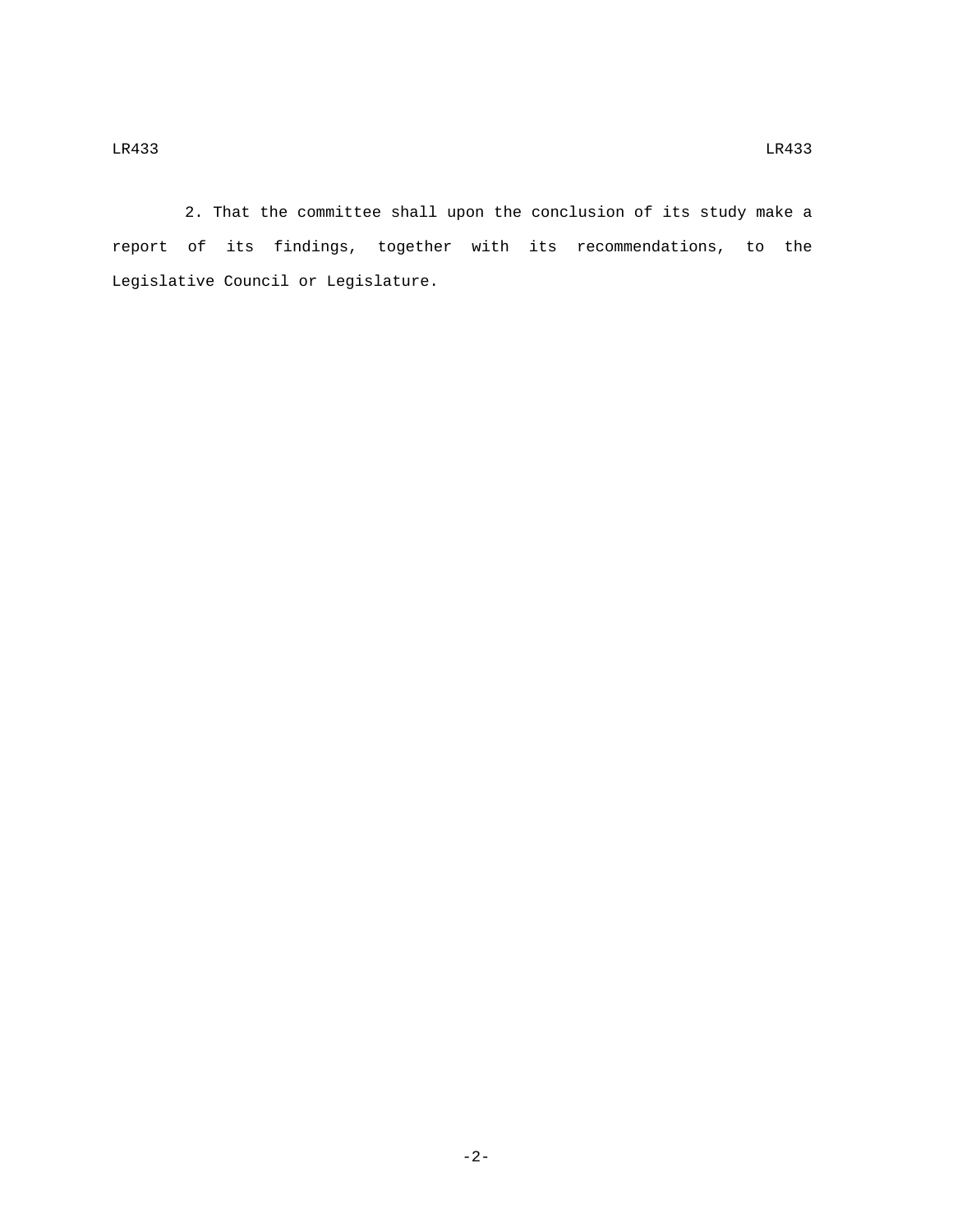2. That the committee shall upon the conclusion of its study make a report of its findings, together with its recommendations, to the Legislative Council or Legislature.